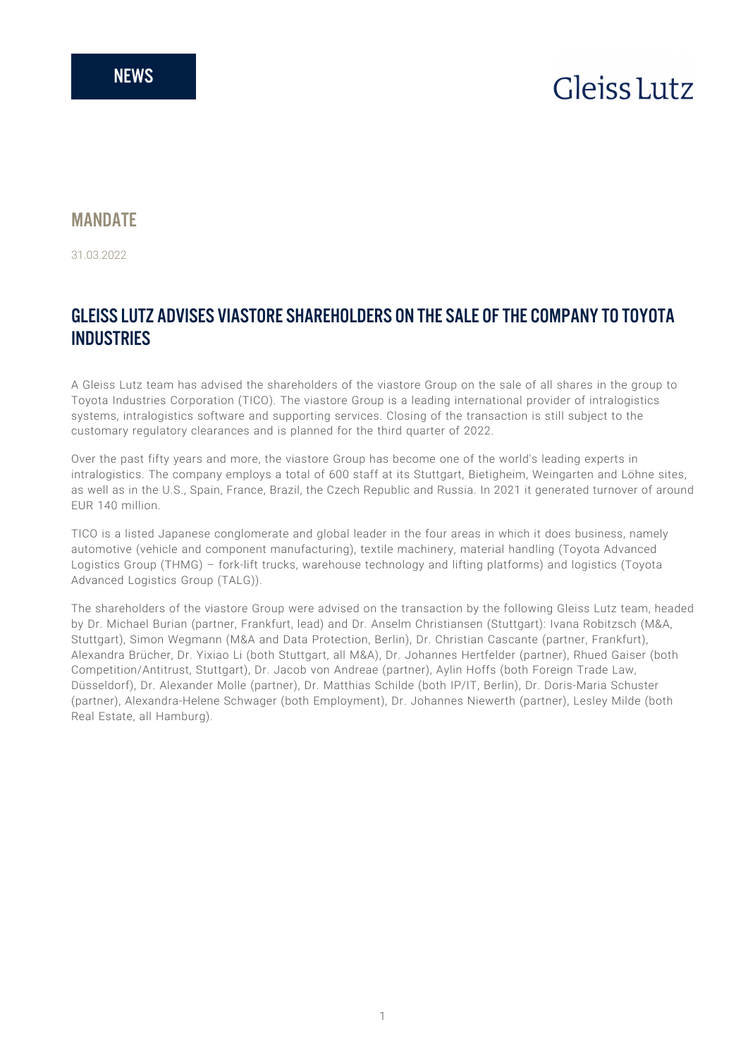NEWS

Gleiss Lutz

## MANDATE

31.03.2022

# GLEISS LUTZ ADVISES VIASTORE SHAREHOLDERS ON THE SALE OF THE COMPANY TO TOYOTA INDUSTRIES

A Gleiss Lutz team has advised the shareholders of the viastore Group on the sale of all shares in the group to Toyota Industries Corporation (TICO). The viastore Group is a leading international provider of intralogistics systems, intralogistics software and supporting services. Closing of the transaction is still subject to the customary regulatory clearances and is planned for the third quarter of 2022.

Over the past fifty years and more, the viastore Group has become one of the world's leading experts in intralogistics. The company employs a total of 600 staff at its Stuttgart, Bietigheim, Weingarten and Löhne sites, as well as in the U.S., Spain, France, Brazil, the Czech Republic and Russia. In 2021 it generated turnover of around EUR 140 million.

TICO is a listed Japanese conglomerate and global leader in the four areas in which it does business, namely automotive (vehicle and component manufacturing), textile machinery, material handling (Toyota Advanced Logistics Group (THMG) – fork-lift trucks, warehouse technology and lifting platforms) and logistics (Toyota Advanced Logistics Group (TALG)).

The shareholders of the viastore Group were advised on the transaction by the following Gleiss Lutz team, headed by Dr. Michael Burian (partner, Frankfurt, lead) and Dr. Anselm Christiansen (Stuttgart): Ivana Robitzsch (M&A, Stuttgart), Simon Wegmann (M&A and Data Protection, Berlin), Dr. Christian Cascante (partner, Frankfurt), Alexandra Brücher, Dr. Yixiao Li (both Stuttgart, all M&A), Dr. Johannes Hertfelder (partner), Rhued Gaiser (both Competition/Antitrust, Stuttgart), Dr. Jacob von Andreae (partner), Aylin Hoffs (both Foreign Trade Law, Düsseldorf), Dr. Alexander Molle (partner), Dr. Matthias Schilde (both IP/IT, Berlin), Dr. Doris-Maria Schuster (partner), Alexandra-Helene Schwager (both Employment), Dr. Johannes Niewerth (partner), Lesley Milde (both Real Estate, all Hamburg).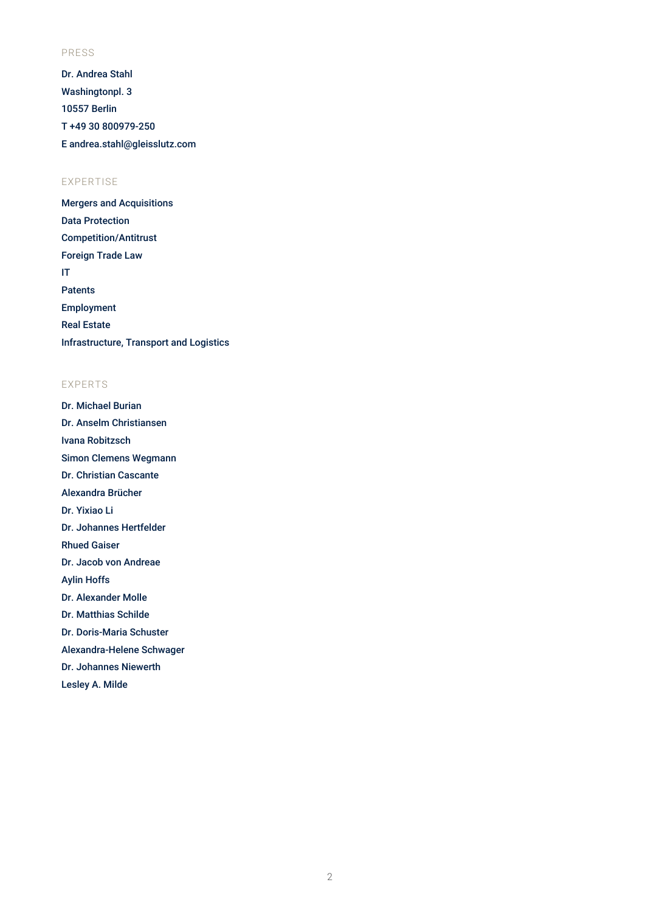## PRESS

Dr. Andrea Stahl
Washingtonpl. 3
10557 Berlin
T +49 30 800979-250
E andrea.stahl@gleisslutz.com

## EXPERTISE

Mergers and Acquisitions
Data Protection
Competition/Antitrust
Foreign Trade Law
IT
Patents
Employment
Real Estate
Infrastructure, Transport and Logistics

## EXPERTS

Dr. Michael Burian
Dr. Anselm Christiansen
Ivana Robitzsch
Simon Clemens Wegmann
Dr. Christian Cascante
Alexandra Brücher
Dr. Yixiao Li
Dr. Johannes Hertfelder
Rhued Gaiser
Dr. Jacob von Andreae
Aylin Hoffs
Dr. Alexander Molle
Dr. Matthias Schilde
Dr. Doris-Maria Schuster
Alexandra-Helene Schwager
Dr. Johannes Niewerth
Lesley A. Milde